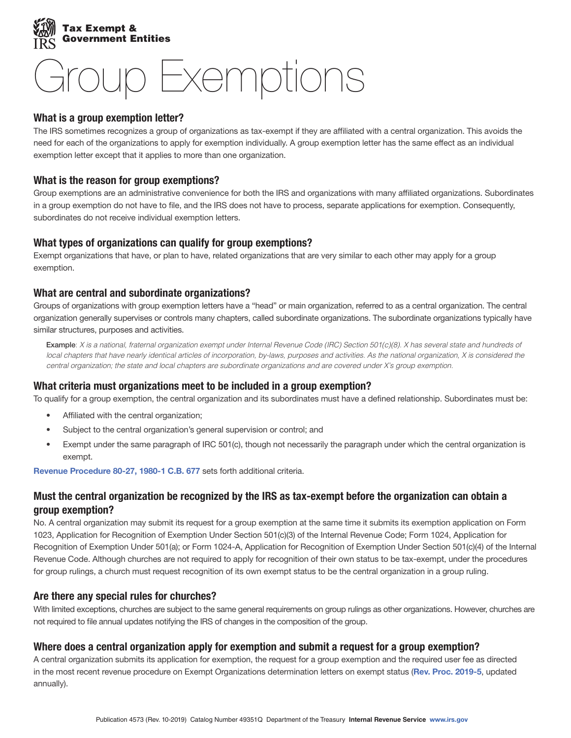**Tax Exempt & Government Entities**

# Group Exemptions

## What is a group exemption letter?

The IRS sometimes recognizes a group of organizations as tax-exempt if they are affiliated with a central organization. This avoids the need for each of the organizations to apply for exemption individually. A group exemption letter has the same effect as an individual exemption letter except that it applies to more than one organization.

## What is the reason for group exemptions?

Group exemptions are an administrative convenience for both the IRS and organizations with many affiliated organizations. Subordinates in a group exemption do not have to file, and the IRS does not have to process, separate applications for exemption. Consequently, subordinates do not receive individual exemption letters.

## What types of organizations can qualify for group exemptions?

Exempt organizations that have, or plan to have, related organizations that are very similar to each other may apply for a group exemption.

## What are central and subordinate organizations?

Groups of organizations with group exemption letters have a "head" or main organization, referred to as a central organization. The central organization generally supervises or controls many chapters, called subordinate organizations. The subordinate organizations typically have similar structures, purposes and activities.

> Example*: X is a national, fraternal organization exempt under Internal Revenue Code (IRC) Section 501(c)(8). X has several state and hundreds of local chapters that have nearly identical articles of incorporation, by-laws, purposes and activities. As the national organization, X is considered the central organization; the state and local chapters are subordinate organizations and are covered under X's group exemption.*

## What criteria must organizations meet to be included in a group exemption?

To qualify for a group exemption, the central organization and its subordinates must have a defined relationship. Subordinates must be:

- Affiliated with the central organization;
- Subject to the central organization's general supervision or control; and
- Exempt under the same paragraph of IRC 501(c), though not necessarily the paragraph under which the central organization is exempt.

Revenue Procedure 80-27, 1980-1 C.B. 677 sets forth additional criteria.

## Must the central organization be recognized by the IRS as tax-exempt before the organization can obtain a group exemption?

No. A central organization may submit its request for a group exemption at the same time it submits its exemption application on Form 1023, Application for Recognition of Exemption Under Section 501(c)(3) of the Internal Revenue Code; Form 1024, Application for Recognition of Exemption Under 501(a); or Form 1024-A, Application for Recognition of Exemption Under Section 501(c)(4) of the Internal Revenue Code. Although churches are not required to apply for recognition of their own status to be tax-exempt, under the procedures for group rulings, a church must request recognition of its own exempt status to be the central organization in a group ruling.

## Are there any special rules for churches?

With limited exceptions, churches are subject to the same general requirements on group rulings as other organizations. However, churches are not required to file annual updates notifying the IRS of changes in the composition of the group.

## Where does a central organization apply for exemption and submit a request for a group exemption?

A central organization submits its application for exemption, the request for a group exemption and the required user fee as directed in the most recent revenue procedure on Exempt Organizations determination letters on exempt status (**Rev. Proc. 2019-5**, updated annually).

Publication 4573 (Rev. 10-2019) Catalog Number 49351Q Department of the Treasury **Internal Revenue Service** www.irs.gov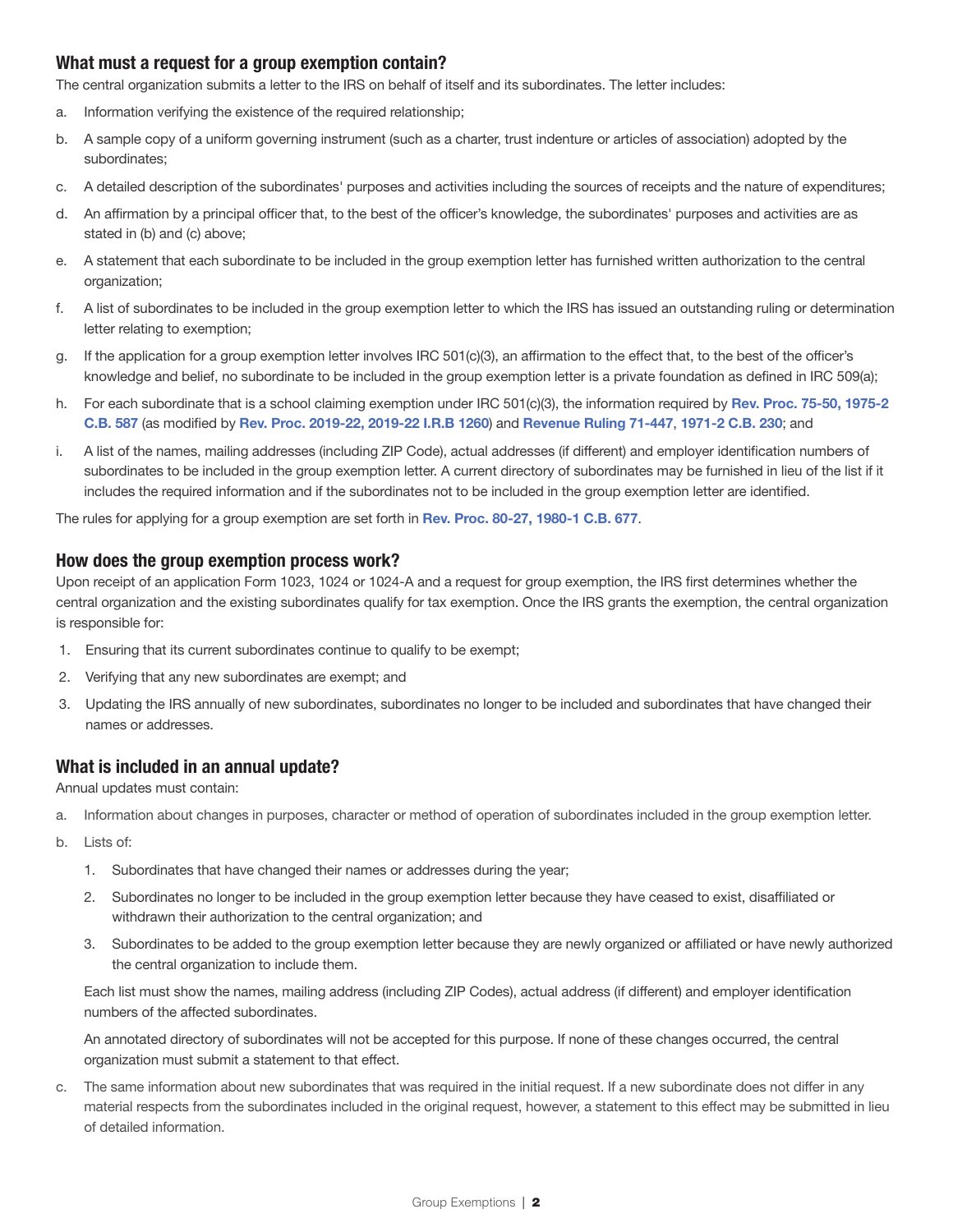## What must a request for a group exemption contain?

The central organization submits a letter to the IRS on behalf of itself and its subordinates. The letter includes:

a. Information verifying the existence of the required relationship;

b. A sample copy of a uniform governing instrument (such as a charter, trust indenture or articles of association) adopted by the subordinates;

c. A detailed description of the subordinates' purposes and activities including the sources of receipts and the nature of expenditures;

d. An affirmation by a principal officer that, to the best of the officer's knowledge, the subordinates' purposes and activities are as stated in (b) and (c) above;

e. A statement that each subordinate to be included in the group exemption letter has furnished written authorization to the central organization;

f. A list of subordinates to be included in the group exemption letter to which the IRS has issued an outstanding ruling or determination letter relating to exemption;

g. If the application for a group exemption letter involves IRC 501(c)(3), an affirmation to the effect that, to the best of the officer's knowledge and belief, no subordinate to be included in the group exemption letter is a private foundation as defined in IRC 509(a);

h. For each subordinate that is a school claiming exemption under IRC 501(c)(3), the information required by **Rev. Proc. 75-50, 1975-2 C.B. 587** (as modified by **Rev. Proc. 2019-22, 2019-22 I.R.B 1260**) and **Revenue Ruling 71-447**, **1971-2 C.B. 230**; and

i. A list of the names, mailing addresses (including ZIP Code), actual addresses (if different) and employer identification numbers of subordinates to be included in the group exemption letter. A current directory of subordinates may be furnished in lieu of the list if it includes the required information and if the subordinates not to be included in the group exemption letter are identified.

The rules for applying for a group exemption are set forth in **Rev. Proc. 80-27, 1980-1 C.B. 677**.

## How does the group exemption process work?

Upon receipt of an application Form 1023, 1024 or 1024-A and a request for group exemption, the IRS first determines whether the central organization and the existing subordinates qualify for tax exemption. Once the IRS grants the exemption, the central organization is responsible for:

1. Ensuring that its current subordinates continue to qualify to be exempt;
2. Verifying that any new subordinates are exempt; and
3. Updating the IRS annually of new subordinates, subordinates no longer to be included and subordinates that have changed their names or addresses.

## What is included in an annual update?

Annual updates must contain:

a. Information about changes in purposes, character or method of operation of subordinates included in the group exemption letter.

b. Lists of:

   1. Subordinates that have changed their names or addresses during the year;
   2. Subordinates no longer to be included in the group exemption letter because they have ceased to exist, disaffiliated or withdrawn their authorization to the central organization; and
   3. Subordinates to be added to the group exemption letter because they are newly organized or affiliated or have newly authorized the central organization to include them.

   Each list must show the names, mailing address (including ZIP Codes), actual address (if different) and employer identification numbers of the affected subordinates.

   An annotated directory of subordinates will not be accepted for this purpose. If none of these changes occurred, the central organization must submit a statement to that effect.

c. The same information about new subordinates that was required in the initial request. If a new subordinate does not differ in any material respects from the subordinates included in the original request, however, a statement to this effect may be submitted in lieu of detailed information.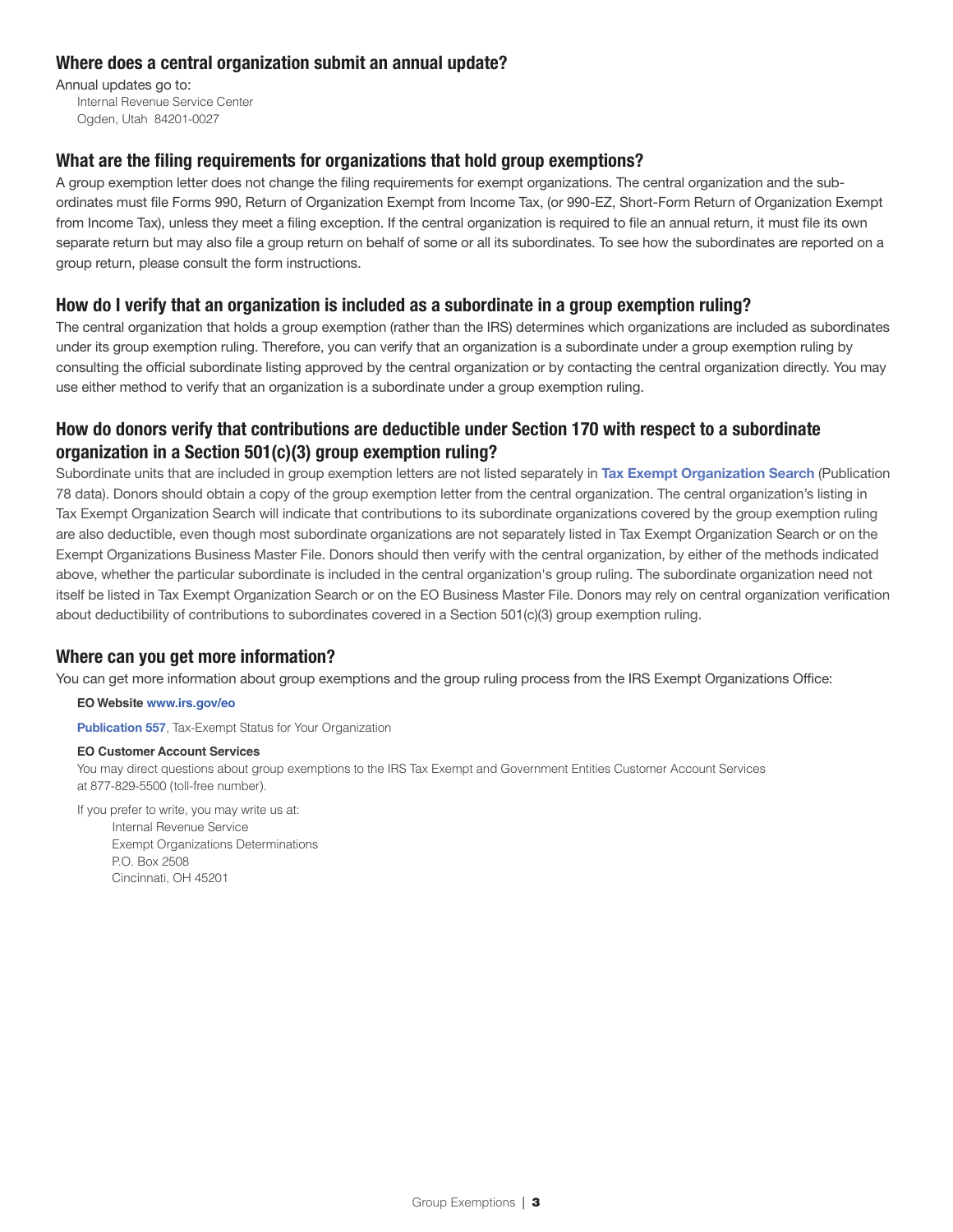## Where does a central organization submit an annual update?

Annual updates go to:

Internal Revenue Service Center
Ogden, Utah 84201-0027

## What are the filing requirements for organizations that hold group exemptions?

A group exemption letter does not change the filing requirements for exempt organizations. The central organization and the subordinates must file Forms 990, Return of Organization Exempt from Income Tax, (or 990-EZ, Short-Form Return of Organization Exempt from Income Tax), unless they meet a filing exception. If the central organization is required to file an annual return, it must file its own separate return but may also file a group return on behalf of some or all its subordinates. To see how the subordinates are reported on a group return, please consult the form instructions.

## How do I verify that an organization is included as a subordinate in a group exemption ruling?

The central organization that holds a group exemption (rather than the IRS) determines which organizations are included as subordinates under its group exemption ruling. Therefore, you can verify that an organization is a subordinate under a group exemption ruling by consulting the official subordinate listing approved by the central organization or by contacting the central organization directly. You may use either method to verify that an organization is a subordinate under a group exemption ruling.

## How do donors verify that contributions are deductible under Section 170 with respect to a subordinate organization in a Section 501(c)(3) group exemption ruling?

Subordinate units that are included in group exemption letters are not listed separately in **Tax Exempt Organization Search** (Publication 78 data). Donors should obtain a copy of the group exemption letter from the central organization. The central organization's listing in Tax Exempt Organization Search will indicate that contributions to its subordinate organizations covered by the group exemption ruling are also deductible, even though most subordinate organizations are not separately listed in Tax Exempt Organization Search or on the Exempt Organizations Business Master File. Donors should then verify with the central organization, by either of the methods indicated above, whether the particular subordinate is included in the central organization's group ruling. The subordinate organization need not itself be listed in Tax Exempt Organization Search or on the EO Business Master File. Donors may rely on central organization verification about deductibility of contributions to subordinates covered in a Section 501(c)(3) group exemption ruling.

## Where can you get more information?

You can get more information about group exemptions and the group ruling process from the IRS Exempt Organizations Office:

**EO Website** **www.irs.gov/eo**

**Publication 557**, Tax-Exempt Status for Your Organization

**EO Customer Account Services**

You may direct questions about group exemptions to the IRS Tax Exempt and Government Entities Customer Account Services at 877-829-5500 (toll-free number).

If you prefer to write, you may write us at:

Internal Revenue Service
Exempt Organizations Determinations
P.O. Box 2508
Cincinnati, OH 45201